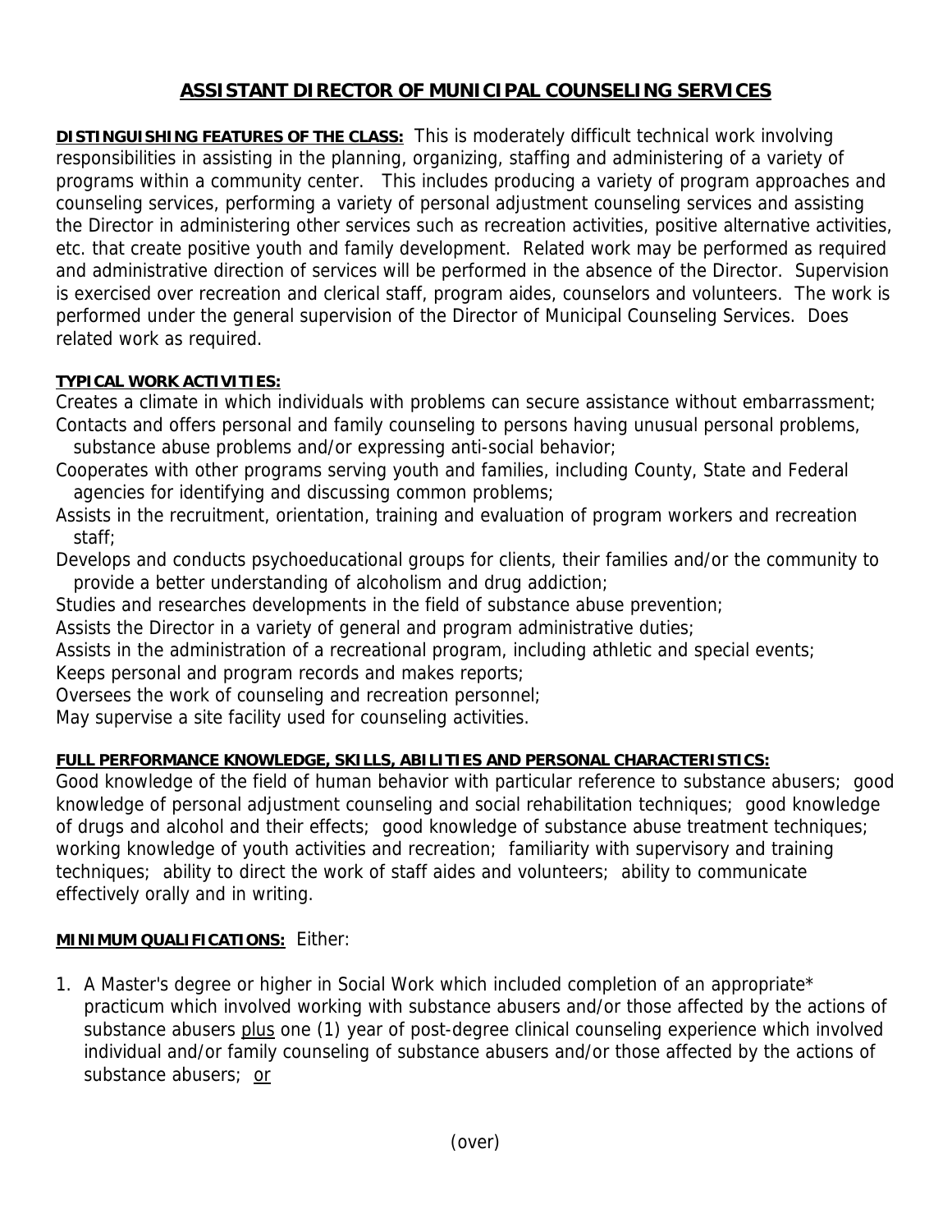# ASSISTANT DIRECTOR OF MUNICIPAL COUNSELING SERVICES

**DISTINGUISHING FEATURES OF THE CLASS:** This is moderately difficult technical work involving responsibilities in assisting in the planning, organizing, staffing and administering of a variety of programs within a community center. This includes producing a variety of program approaches and counseling services, performing a variety of personal adjustment counseling services and assisting the Director in administering other services such as recreation activities, positive alternative activities, etc. that create positive youth and family development. Related work may be performed as required and administrative direction of services will be performed in the absence of the Director. Supervision is exercised over recreation and clerical staff, program aides, counselors and volunteers. The work is performed under the general supervision of the Director of Municipal Counseling Services. Does related work as required.

**TYPICAL WORK ACTIVITIES:**

Creates a climate in which individuals with problems can secure assistance without embarrassment;
Contacts and offers personal and family counseling to persons having unusual personal problems, substance abuse problems and/or expressing anti-social behavior;
Cooperates with other programs serving youth and families, including County, State and Federal agencies for identifying and discussing common problems;
Assists in the recruitment, orientation, training and evaluation of program workers and recreation staff;
Develops and conducts psychoeducational groups for clients, their families and/or the community to provide a better understanding of alcoholism and drug addiction;
Studies and researches developments in the field of substance abuse prevention;
Assists the Director in a variety of general and program administrative duties;
Assists in the administration of a recreational program, including athletic and special events;
Keeps personal and program records and makes reports;
Oversees the work of counseling and recreation personnel;
May supervise a site facility used for counseling activities.

**FULL PERFORMANCE KNOWLEDGE, SKILLS, ABILITIES AND PERSONAL CHARACTERISTICS:**
Good knowledge of the field of human behavior with particular reference to substance abusers; good knowledge of personal adjustment counseling and social rehabilitation techniques; good knowledge of drugs and alcohol and their effects; good knowledge of substance abuse treatment techniques; working knowledge of youth activities and recreation; familiarity with supervisory and training techniques; ability to direct the work of staff aides and volunteers; ability to communicate effectively orally and in writing.

**MINIMUM QUALIFICATIONS:** Either:

1. A Master's degree or higher in Social Work which included completion of an appropriate* practicum which involved working with substance abusers and/or those affected by the actions of substance abusers plus one (1) year of post-degree clinical counseling experience which involved individual and/or family counseling of substance abusers and/or those affected by the actions of substance abusers; or

(over)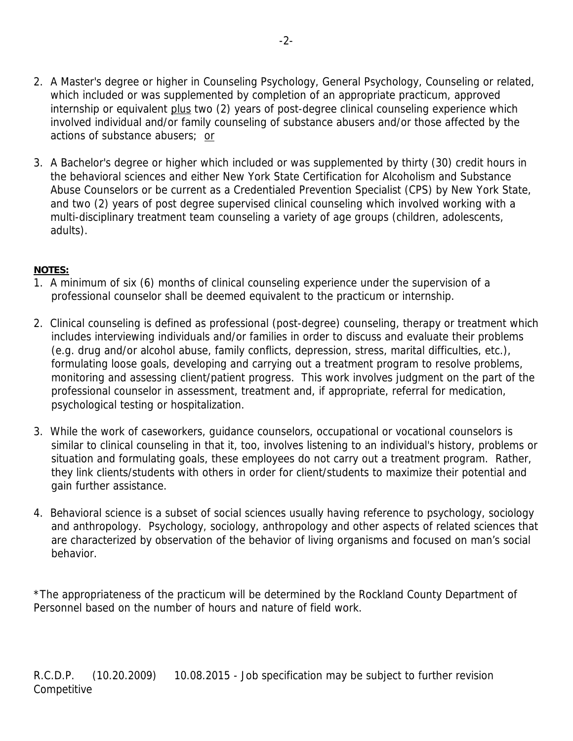2. A Master's degree or higher in Counseling Psychology, General Psychology, Counseling or related, which included or was supplemented by completion of an appropriate practicum, approved internship or equivalent plus two (2) years of post-degree clinical counseling experience which involved individual and/or family counseling of substance abusers and/or those affected by the actions of substance abusers; or

3. A Bachelor's degree or higher which included or was supplemented by thirty (30) credit hours in the behavioral sciences and either New York State Certification for Alcoholism and Substance Abuse Counselors or be current as a Credentialed Prevention Specialist (CPS) by New York State, and two (2) years of post degree supervised clinical counseling which involved working with a multi-disciplinary treatment team counseling a variety of age groups (children, adolescents, adults).

**NOTES:**

1. A minimum of six (6) months of clinical counseling experience under the supervision of a professional counselor shall be deemed equivalent to the practicum or internship.

2. Clinical counseling is defined as professional (post-degree) counseling, therapy or treatment which includes interviewing individuals and/or families in order to discuss and evaluate their problems (e.g. drug and/or alcohol abuse, family conflicts, depression, stress, marital difficulties, etc.), formulating loose goals, developing and carrying out a treatment program to resolve problems, monitoring and assessing client/patient progress. This work involves judgment on the part of the professional counselor in assessment, treatment and, if appropriate, referral for medication, psychological testing or hospitalization.

3. While the work of caseworkers, guidance counselors, occupational or vocational counselors is similar to clinical counseling in that it, too, involves listening to an individual's history, problems or situation and formulating goals, these employees do not carry out a treatment program. Rather, they link clients/students with others in order for client/students to maximize their potential and gain further assistance.

4. Behavioral science is a subset of social sciences usually having reference to psychology, sociology and anthropology. Psychology, sociology, anthropology and other aspects of related sciences that are characterized by observation of the behavior of living organisms and focused on man's social behavior.

*The appropriateness of the practicum will be determined by the Rockland County Department of Personnel based on the number of hours and nature of field work.

R.C.D.P. (10.20.2009) 10.08.2015 - Job specification may be subject to further revision
Competitive